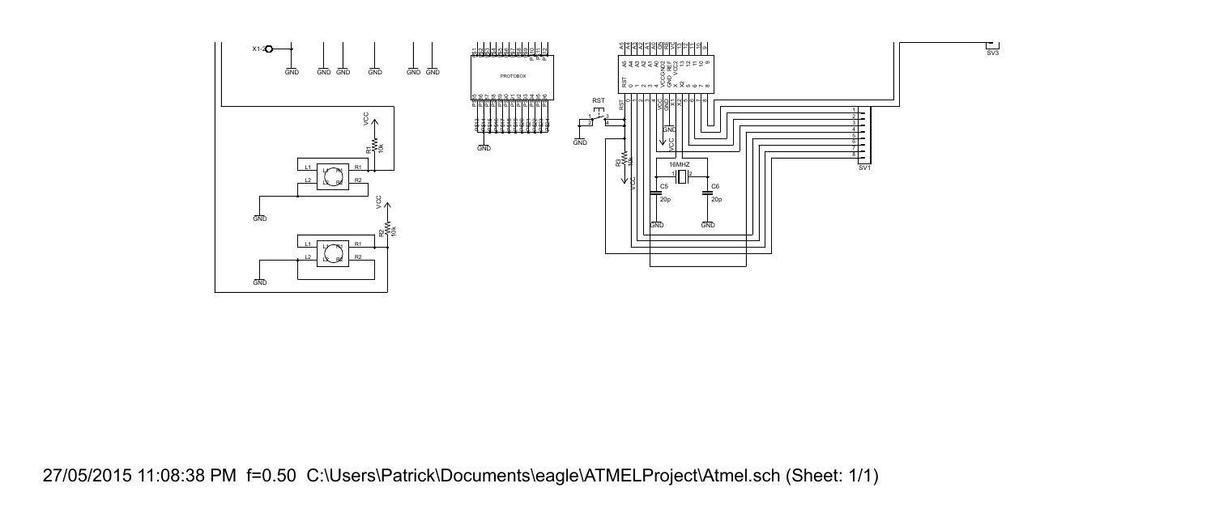X1-2

GND GND GND GND GND GND

VCC

R1 10k

L1 L1 R1 R1

L2 L2 R2 R2

GND

VCC

R2 10k

L1 L1 R1 R1

L2 L2 R2 R2

GND

PROTOBOX

GND

RST

GND

R3 10k

VCC

GND

VCC

16MHZ

C5 20p

C6 20p

GND GND

SV1

SV3

27/05/2015 11:08:38 PM f=0.50 C:\Users\Patrick\Documents\eagle\ATMELProject\Atmel.sch (Sheet: 1/1)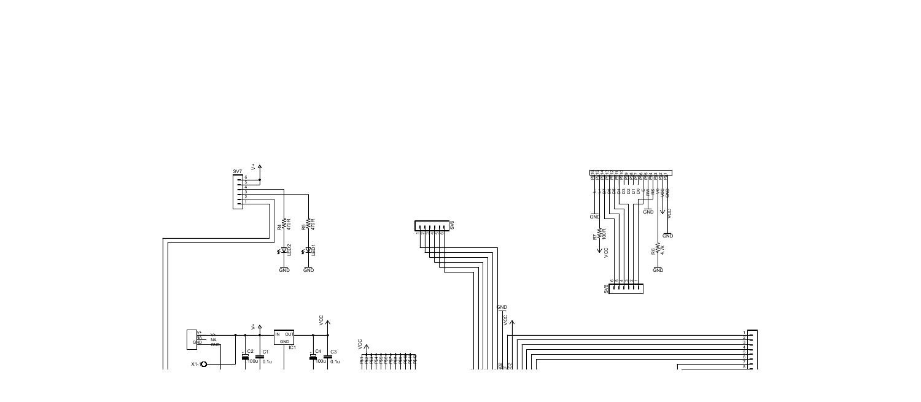SV7

6
5
4
3
2
1

V+

R4
470R

R5
470R

LED2

LED1

GND

GND

SV6

1 2 3 4 5 6

16 15 14 13 12 11 10 9 8 7 6 5 4 3 2 1

L- L+ D7 D6 D5 D4 D3 D2 D1 D0 E RW RS VO VCC GND

GND

GND

VCC

GND

R7
100R

VCC

R6
4.7k

GND

SV8

6 5 4 3 2 1

GND

VCC

V+
NA
GND

V+
NA
GND

V+

IN OUT
GND
IC1

VCC

C2
100u

C1
0.1u

C4
100u

C3
0.1u

X1-1

VCC

1
2
3
4
5
6
7
8